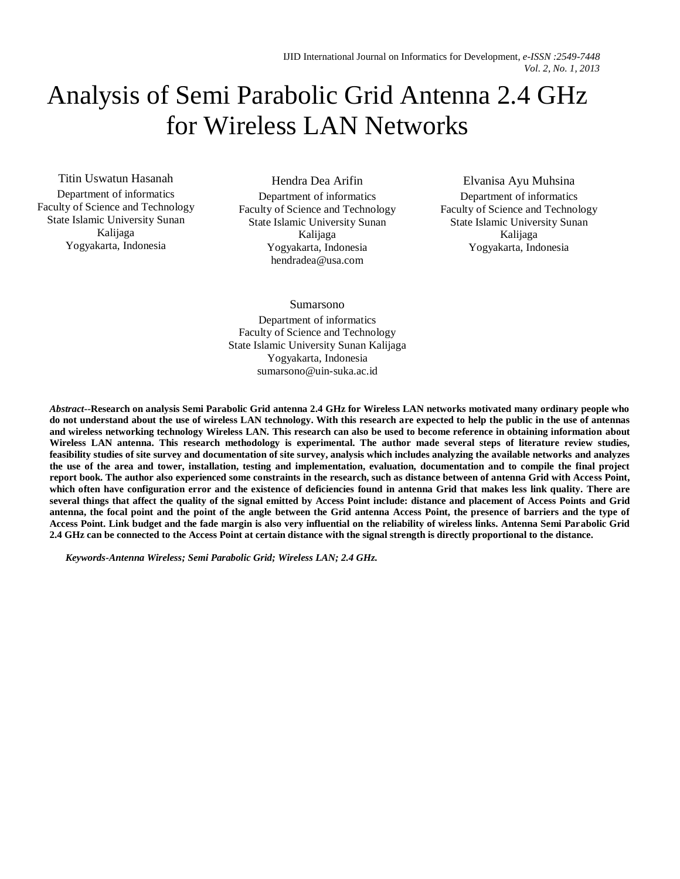# Analysis of Semi Parabolic Grid Antenna 2.4 GHz for Wireless LAN Networks

Titin Uswatun Hasanah
Department of informatics
Faculty of Science and Technology
State Islamic University Sunan Kalijaga
Yogyakarta, Indonesia

Hendra Dea Arifin
Department of informatics
Faculty of Science and Technology
State Islamic University Sunan Kalijaga
Yogyakarta, Indonesia
hendradea@usa.com

Elvanisa Ayu Muhsina
Department of informatics
Faculty of Science and Technology
State Islamic University Sunan Kalijaga
Yogyakarta, Indonesia

Sumarsono
Department of informatics
Faculty of Science and Technology
State Islamic University Sunan Kalijaga
Yogyakarta, Indonesia
sumarsono@uin-suka.ac.id

***Abstract*--Research on analysis Semi Parabolic Grid antenna 2.4 GHz for Wireless LAN networks motivated many ordinary people who do not understand about the use of wireless LAN technology. With this research are expected to help the public in the use of antennas and wireless networking technology Wireless LAN. This research can also be used to become reference in obtaining information about Wireless LAN antenna. This research methodology is experimental. The author made several steps of literature review studies, feasibility studies of site survey and documentation of site survey, analysis which includes analyzing the available networks and analyzes the use of the area and tower, installation, testing and implementation, evaluation, documentation and to compile the final project report book. The author also experienced some constraints in the research, such as distance between of antenna Grid with Access Point, which often have configuration error and the existence of deficiencies found in antenna Grid that makes less link quality. There are several things that affect the quality of the signal emitted by Access Point include: distance and placement of Access Points and Grid antenna, the focal point and the point of the angle between the Grid antenna Access Point, the presence of barriers and the type of Access Point. Link budget and the fade margin is also very influential on the reliability of wireless links. Antenna Semi Parabolic Grid 2.4 GHz can be connected to the Access Point at certain distance with the signal strength is directly proportional to the distance.**

***Keywords-Antenna Wireless; Semi Parabolic Grid; Wireless LAN; 2.4 GHz.***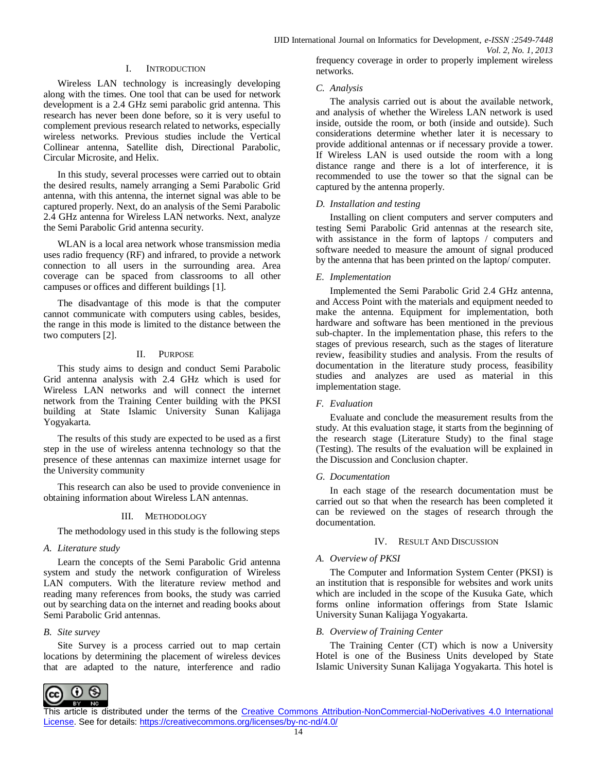## I. INTRODUCTION

Wireless LAN technology is increasingly developing along with the times. One tool that can be used for network development is a 2.4 GHz semi parabolic grid antenna. This research has never been done before, so it is very useful to complement previous research related to networks, especially wireless networks. Previous studies include the Vertical Collinear antenna, Satellite dish, Directional Parabolic, Circular Microsite, and Helix.

In this study, several processes were carried out to obtain the desired results, namely arranging a Semi Parabolic Grid antenna, with this antenna, the internet signal was able to be captured properly. Next, do an analysis of the Semi Parabolic 2.4 GHz antenna for Wireless LAN networks. Next, analyze the Semi Parabolic Grid antenna security.

WLAN is a local area network whose transmission media uses radio frequency (RF) and infrared, to provide a network connection to all users in the surrounding area. Area coverage can be spaced from classrooms to all other campuses or offices and different buildings [1].

The disadvantage of this mode is that the computer cannot communicate with computers using cables, besides, the range in this mode is limited to the distance between the two computers [2].

## II. PURPOSE

This study aims to design and conduct Semi Parabolic Grid antenna analysis with 2.4 GHz which is used for Wireless LAN networks and will connect the internet network from the Training Center building with the PKSI building at State Islamic University Sunan Kalijaga Yogyakarta.

The results of this study are expected to be used as a first step in the use of wireless antenna technology so that the presence of these antennas can maximize internet usage for the University community

This research can also be used to provide convenience in obtaining information about Wireless LAN antennas.

## III. METHODOLOGY

The methodology used in this study is the following steps

### *A. Literature study*

Learn the concepts of the Semi Parabolic Grid antenna system and study the network configuration of Wireless LAN computers. With the literature review method and reading many references from books, the study was carried out by searching data on the internet and reading books about Semi Parabolic Grid antennas.

### *B. Site survey*

Site Survey is a process carried out to map certain locations by determining the placement of wireless devices that are adapted to the nature, interference and radio frequency coverage in order to properly implement wireless networks.

### *C. Analysis*

The analysis carried out is about the available network, and analysis of whether the Wireless LAN network is used inside, outside the room, or both (inside and outside). Such considerations determine whether later it is necessary to provide additional antennas or if necessary provide a tower. If Wireless LAN is used outside the room with a long distance range and there is a lot of interference, it is recommended to use the tower so that the signal can be captured by the antenna properly.

### *D. Installation and testing*

Installing on client computers and server computers and testing Semi Parabolic Grid antennas at the research site, with assistance in the form of laptops / computers and software needed to measure the amount of signal produced by the antenna that has been printed on the laptop/ computer.

### *E. Implementation*

Implemented the Semi Parabolic Grid 2.4 GHz antenna, and Access Point with the materials and equipment needed to make the antenna. Equipment for implementation, both hardware and software has been mentioned in the previous sub-chapter. In the implementation phase, this refers to the stages of previous research, such as the stages of literature review, feasibility studies and analysis. From the results of documentation in the literature study process, feasibility studies and analyzes are used as material in this implementation stage.

### *F. Evaluation*

Evaluate and conclude the measurement results from the study. At this evaluation stage, it starts from the beginning of the research stage (Literature Study) to the final stage (Testing). The results of the evaluation will be explained in the Discussion and Conclusion chapter.

### *G. Documentation*

In each stage of the research documentation must be carried out so that when the research has been completed it can be reviewed on the stages of research through the documentation.

## IV. RESULT AND DISCUSSION

### *A. Overview of PKSI*

The Computer and Information System Center (PKSI) is an institution that is responsible for websites and work units which are included in the scope of the Kusuka Gate, which forms online information offerings from State Islamic University Sunan Kalijaga Yogyakarta.

### *B. Overview of Training Center*

The Training Center (CT) which is now a University Hotel is one of the Business Units developed by State Islamic University Sunan Kalijaga Yogyakarta. This hotel is

This article is distributed under the terms of the Creative Commons Attribution-NonCommercial-NoDerivatives 4.0 International License. See for details: https://creativecommons.org/licenses/by-nc-nd/4.0/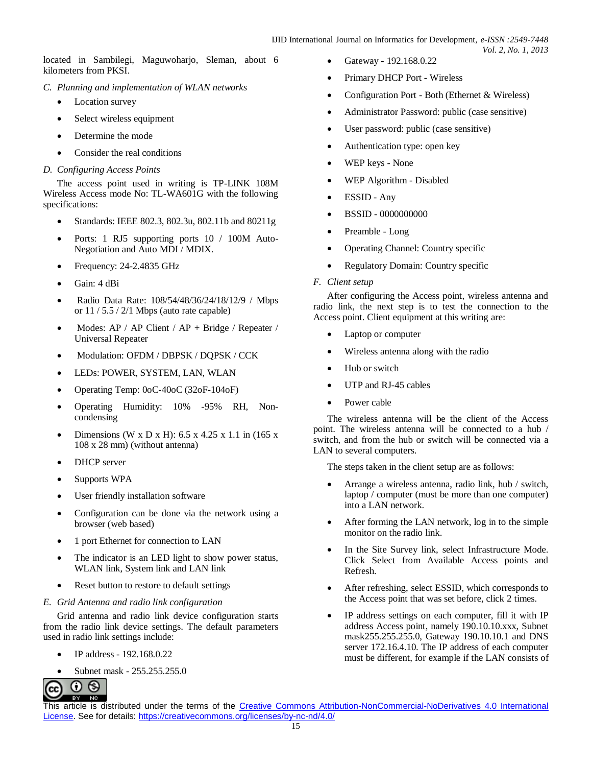located in Sambilegi, Maguwoharjo, Sleman, about 6 kilometers from PKSI.

### *C. Planning and implementation of WLAN networks*

- Location survey
- Select wireless equipment
- Determine the mode
- Consider the real conditions

### *D. Configuring Access Points*

The access point used in writing is TP-LINK 108M Wireless Access mode No: TL-WA601G with the following specifications:

- Standards: IEEE 802.3, 802.3u, 802.11b and 80211g
- Ports: 1 RJ5 supporting ports 10 / 100M Auto-Negotiation and Auto MDI / MDIX.
- Frequency: 24-2.4835 GHz
- Gain: 4 dBi
- Radio Data Rate: 108/54/48/36/24/18/12/9 / Mbps or 11 / 5.5 / 2/1 Mbps (auto rate capable)
- Modes: AP / AP Client / AP + Bridge / Repeater / Universal Repeater
- Modulation: OFDM / DBPSK / DQPSK / CCK
- LEDs: POWER, SYSTEM, LAN, WLAN
- Operating Temp: 0oC-40oC (32oF-104oF)
- Operating Humidity: 10% -95% RH, Non-condensing
- Dimensions (W x D x H): 6.5 x 4.25 x 1.1 in (165 x 108 x 28 mm) (without antenna)
- DHCP server
- Supports WPA
- User friendly installation software
- Configuration can be done via the network using a browser (web based)
- 1 port Ethernet for connection to LAN
- The indicator is an LED light to show power status, WLAN link, System link and LAN link
- Reset button to restore to default settings

### *E. Grid Antenna and radio link configuration*

Grid antenna and radio link device configuration starts from the radio link device settings. The default parameters used in radio link settings include:

- IP address - 192.168.0.22
- Subnet mask - 255.255.255.0
- Gateway - 192.168.0.22
- Primary DHCP Port - Wireless
- Configuration Port - Both (Ethernet & Wireless)
- Administrator Password: public (case sensitive)
- User password: public (case sensitive)
- Authentication type: open key
- WEP keys - None
- WEP Algorithm - Disabled
- ESSID - Any
- BSSID - 0000000000
- Preamble - Long
- Operating Channel: Country specific
- Regulatory Domain: Country specific

### *F. Client setup*

After configuring the Access point, wireless antenna and radio link, the next step is to test the connection to the Access point. Client equipment at this writing are:

- Laptop or computer
- Wireless antenna along with the radio
- Hub or switch
- UTP and RJ-45 cables
- Power cable

The wireless antenna will be the client of the Access point. The wireless antenna will be connected to a hub / switch, and from the hub or switch will be connected via a LAN to several computers.

The steps taken in the client setup are as follows:

- Arrange a wireless antenna, radio link, hub / switch, laptop / computer (must be more than one computer) into a LAN network.
- After forming the LAN network, log in to the simple monitor on the radio link.
- In the Site Survey link, select Infrastructure Mode. Click Select from Available Access points and Refresh.
- After refreshing, select ESSID, which corresponds to the Access point that was set before, click 2 times.
- IP address settings on each computer, fill it with IP address Access point, namely 190.10.10.xxx, Subnet mask255.255.255.0, Gateway 190.10.10.1 and DNS server 172.16.4.10. The IP address of each computer must be different, for example if the LAN consists of

This article is distributed under the terms of the Creative Commons Attribution-NonCommercial-NoDerivatives 4.0 International License. See for details: https://creativecommons.org/licenses/by-nc-nd/4.0/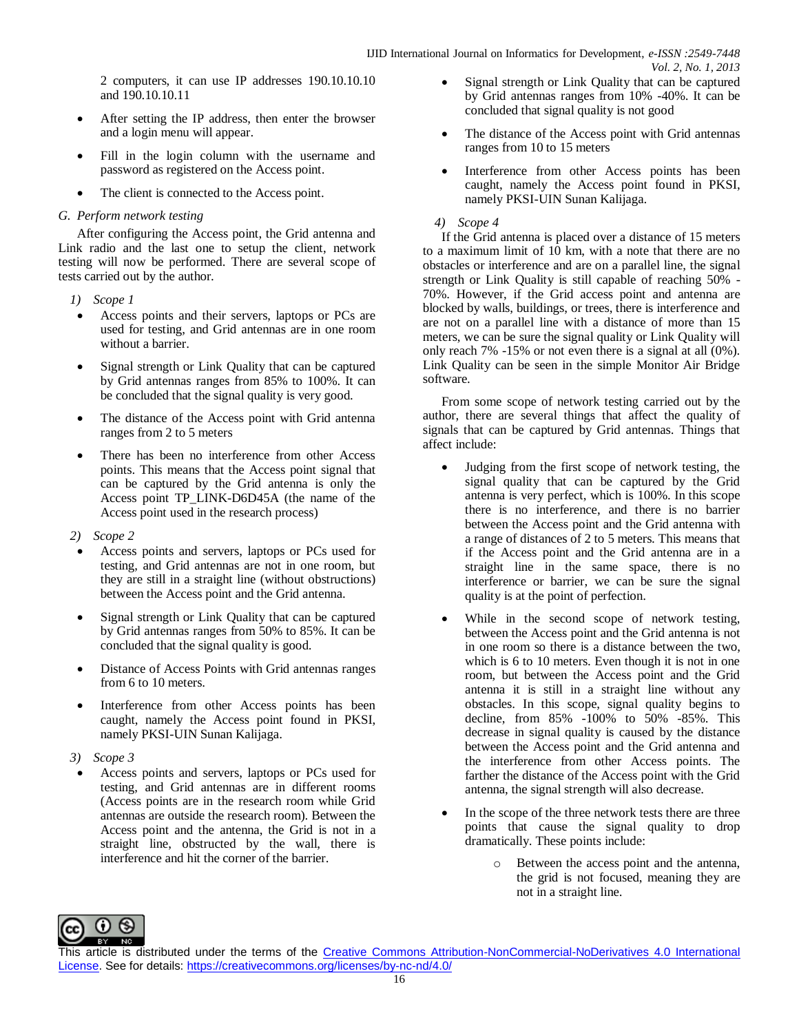2 computers, it can use IP addresses 190.10.10.10 and 190.10.10.11

- After setting the IP address, then enter the browser and a login menu will appear.
- Fill in the login column with the username and password as registered on the Access point.
- The client is connected to the Access point.

### *G. Perform network testing*

After configuring the Access point, the Grid antenna and Link radio and the last one to setup the client, network testing will now be performed. There are several scope of tests carried out by the author.

1) *Scope 1*

- Access points and their servers, laptops or PCs are used for testing, and Grid antennas are in one room without a barrier.
- Signal strength or Link Quality that can be captured by Grid antennas ranges from 85% to 100%. It can be concluded that the signal quality is very good.
- The distance of the Access point with Grid antenna ranges from 2 to 5 meters
- There has been no interference from other Access points. This means that the Access point signal that can be captured by the Grid antenna is only the Access point TP_LINK-D6D45A (the name of the Access point used in the research process)

2) *Scope 2*

- Access points and servers, laptops or PCs used for testing, and Grid antennas are not in one room, but they are still in a straight line (without obstructions) between the Access point and the Grid antenna.
- Signal strength or Link Quality that can be captured by Grid antennas ranges from 50% to 85%. It can be concluded that the signal quality is good.
- Distance of Access Points with Grid antennas ranges from 6 to 10 meters.
- Interference from other Access points has been caught, namely the Access point found in PKSI, namely PKSI-UIN Sunan Kalijaga.

3) *Scope 3*

- Access points and servers, laptops or PCs used for testing, and Grid antennas are in different rooms (Access points are in the research room while Grid antennas are outside the research room). Between the Access point and the antenna, the Grid is not in a straight line, obstructed by the wall, there is interference and hit the corner of the barrier.
- Signal strength or Link Quality that can be captured by Grid antennas ranges from 10% -40%. It can be concluded that signal quality is not good
- The distance of the Access point with Grid antennas ranges from 10 to 15 meters
- Interference from other Access points has been caught, namely the Access point found in PKSI, namely PKSI-UIN Sunan Kalijaga.

4) *Scope 4*

If the Grid antenna is placed over a distance of 15 meters to a maximum limit of 10 km, with a note that there are no obstacles or interference and are on a parallel line, the signal strength or Link Quality is still capable of reaching 50% - 70%. However, if the Grid access point and antenna are blocked by walls, buildings, or trees, there is interference and are not on a parallel line with a distance of more than 15 meters, we can be sure the signal quality or Link Quality will only reach 7% -15% or not even there is a signal at all (0%). Link Quality can be seen in the simple Monitor Air Bridge software.

From some scope of network testing carried out by the author, there are several things that affect the quality of signals that can be captured by Grid antennas. Things that affect include:

- Judging from the first scope of network testing, the signal quality that can be captured by the Grid antenna is very perfect, which is 100%. In this scope there is no interference, and there is no barrier between the Access point and the Grid antenna with a range of distances of 2 to 5 meters. This means that if the Access point and the Grid antenna are in a straight line in the same space, there is no interference or barrier, we can be sure the signal quality is at the point of perfection.
- While in the second scope of network testing, between the Access point and the Grid antenna is not in one room so there is a distance between the two, which is 6 to 10 meters. Even though it is not in one room, but between the Access point and the Grid antenna it is still in a straight line without any obstacles. In this scope, signal quality begins to decline, from 85% -100% to 50% -85%. This decrease in signal quality is caused by the distance between the Access point and the Grid antenna and the interference from other Access points. The farther the distance of the Access point with the Grid antenna, the signal strength will also decrease.
- In the scope of the three network tests there are three points that cause the signal quality to drop dramatically. These points include:
    - Between the access point and the antenna, the grid is not focused, meaning they are not in a straight line.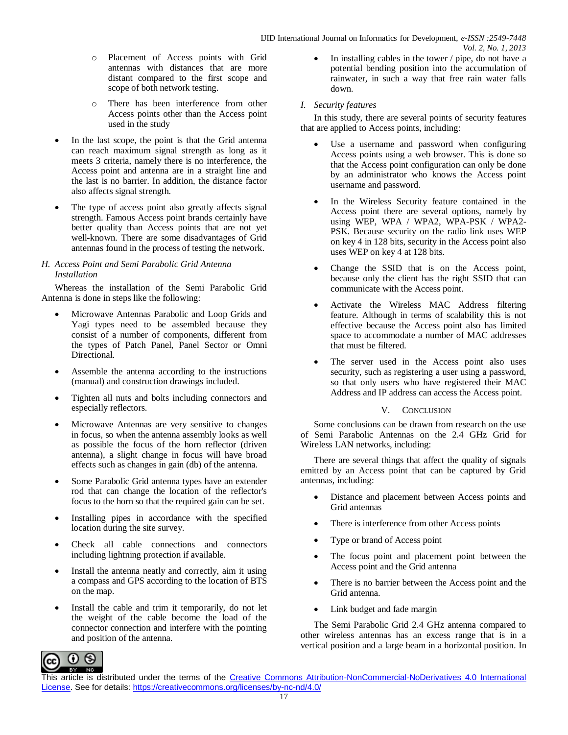- Placement of Access points with Grid antennas with distances that are more distant compared to the first scope and scope of both network testing.
- There has been interference from other Access points other than the Access point used in the study

- In the last scope, the point is that the Grid antenna can reach maximum signal strength as long as it meets 3 criteria, namely there is no interference, the Access point and antenna are in a straight line and the last is no barrier. In addition, the distance factor also affects signal strength.
- The type of access point also greatly affects signal strength. Famous Access point brands certainly have better quality than Access points that are not yet well-known. There are some disadvantages of Grid antennas found in the process of testing the network.

### *H. Access Point and Semi Parabolic Grid Antenna Installation*

Whereas the installation of the Semi Parabolic Grid Antenna is done in steps like the following:

- Microwave Antennas Parabolic and Loop Grids and Yagi types need to be assembled because they consist of a number of components, different from the types of Patch Panel, Panel Sector or Omni Directional.
- Assemble the antenna according to the instructions (manual) and construction drawings included.
- Tighten all nuts and bolts including connectors and especially reflectors.
- Microwave Antennas are very sensitive to changes in focus, so when the antenna assembly looks as well as possible the focus of the horn reflector (driven antenna), a slight change in focus will have broad effects such as changes in gain (db) of the antenna.
- Some Parabolic Grid antenna types have an extender rod that can change the location of the reflector's focus to the horn so that the required gain can be set.
- Installing pipes in accordance with the specified location during the site survey.
- Check all cable connections and connectors including lightning protection if available.
- Install the antenna neatly and correctly, aim it using a compass and GPS according to the location of BTS on the map.
- Install the cable and trim it temporarily, do not let the weight of the cable become the load of the connector connection and interfere with the pointing and position of the antenna.
- In installing cables in the tower / pipe, do not have a potential bending position into the accumulation of rainwater, in such a way that free rain water falls down.

### *I. Security features*

In this study, there are several points of security features that are applied to Access points, including:

- Use a username and password when configuring Access points using a web browser. This is done so that the Access point configuration can only be done by an administrator who knows the Access point username and password.
- In the Wireless Security feature contained in the Access point there are several options, namely by using WEP, WPA / WPA2, WPA-PSK / WPA2-PSK. Because security on the radio link uses WEP on key 4 in 128 bits, security in the Access point also uses WEP on key 4 at 128 bits.
- Change the SSID that is on the Access point, because only the client has the right SSID that can communicate with the Access point.
- Activate the Wireless MAC Address filtering feature. Although in terms of scalability this is not effective because the Access point also has limited space to accommodate a number of MAC addresses that must be filtered.
- The server used in the Access point also uses security, such as registering a user using a password, so that only users who have registered their MAC Address and IP address can access the Access point.

## V. Conclusion

Some conclusions can be drawn from research on the use of Semi Parabolic Antennas on the 2.4 GHz Grid for Wireless LAN networks, including:

There are several things that affect the quality of signals emitted by an Access point that can be captured by Grid antennas, including:

- Distance and placement between Access points and Grid antennas
- There is interference from other Access points
- Type or brand of Access point
- The focus point and placement point between the Access point and the Grid antenna
- There is no barrier between the Access point and the Grid antenna.
- Link budget and fade margin

The Semi Parabolic Grid 2.4 GHz antenna compared to other wireless antennas has an excess range that is in a vertical position and a large beam in a horizontal position. In

This article is distributed under the terms of the Creative Commons Attribution-NonCommercial-NoDerivatives 4.0 International License. See for details: https://creativecommons.org/licenses/by-nc-nd/4.0/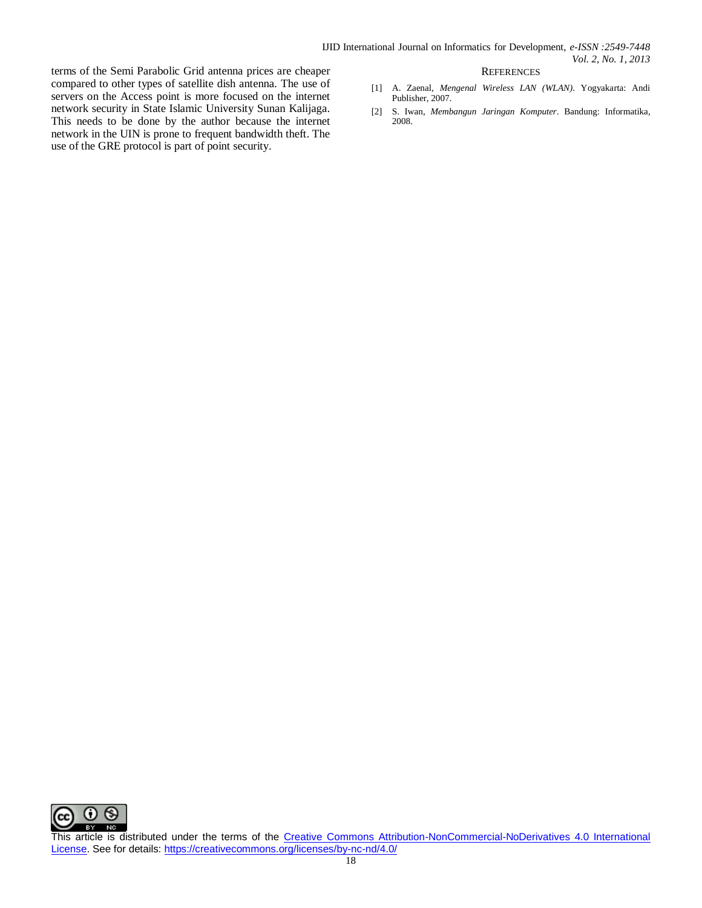terms of the Semi Parabolic Grid antenna prices are cheaper compared to other types of satellite dish antenna. The use of servers on the Access point is more focused on the internet network security in State Islamic University Sunan Kalijaga. This needs to be done by the author because the internet network in the UIN is prone to frequent bandwidth theft. The use of the GRE protocol is part of point security.

## REFERENCES

[1] A. Zaenal, *Mengenal Wireless LAN (WLAN)*. Yogyakarta: Andi Publisher, 2007.

[2] S. Iwan, *Membangun Jaringan Komputer*. Bandung: Informatika, 2008.

This article is distributed under the terms of the Creative Commons Attribution-NonCommercial-NoDerivatives 4.0 International License. See for details: https://creativecommons.org/licenses/by-nc-nd/4.0/